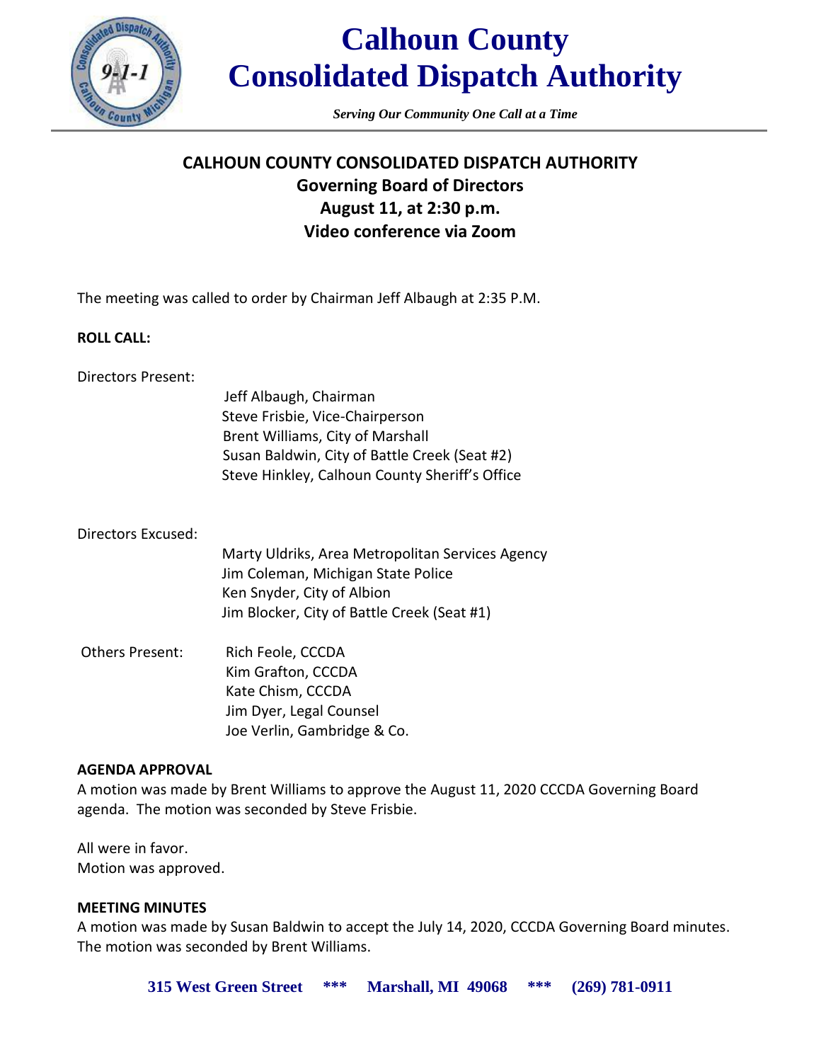# Calhoun County Consolidated Dispatch Authority

*Serving Our Community One Call at a Time*

## CALHOUN COUNTY CONSOLIDATED DISPATCH AUTHORITY
## Governing Board of Directors
## August 11, at 2:30 p.m.
## Video conference via Zoom

The meeting was called to order by Chairman Jeff Albaugh at 2:35 P.M.

**ROLL CALL:**

Directors Present:

- Jeff Albaugh, Chairman
- Steve Frisbie, Vice-Chairperson
- Brent Williams, City of Marshall
- Susan Baldwin, City of Battle Creek (Seat #2)
- Steve Hinkley, Calhoun County Sheriff's Office

Directors Excused:

- Marty Uldriks, Area Metropolitan Services Agency
- Jim Coleman, Michigan State Police
- Ken Snyder, City of Albion
- Jim Blocker, City of Battle Creek (Seat #1)

Others Present:

- Rich Feole, CCCDA
- Kim Grafton, CCCDA
- Kate Chism, CCCDA
- Jim Dyer, Legal Counsel
- Joe Verlin, Gambridge & Co.

**AGENDA APPROVAL**

A motion was made by Brent Williams to approve the August 11, 2020 CCCDA Governing Board agenda. The motion was seconded by Steve Frisbie.

All were in favor.
Motion was approved.

**MEETING MINUTES**

A motion was made by Susan Baldwin to accept the July 14, 2020, CCCDA Governing Board minutes. The motion was seconded by Brent Williams.

315 West Green Street *** Marshall, MI 49068 *** (269) 781-0911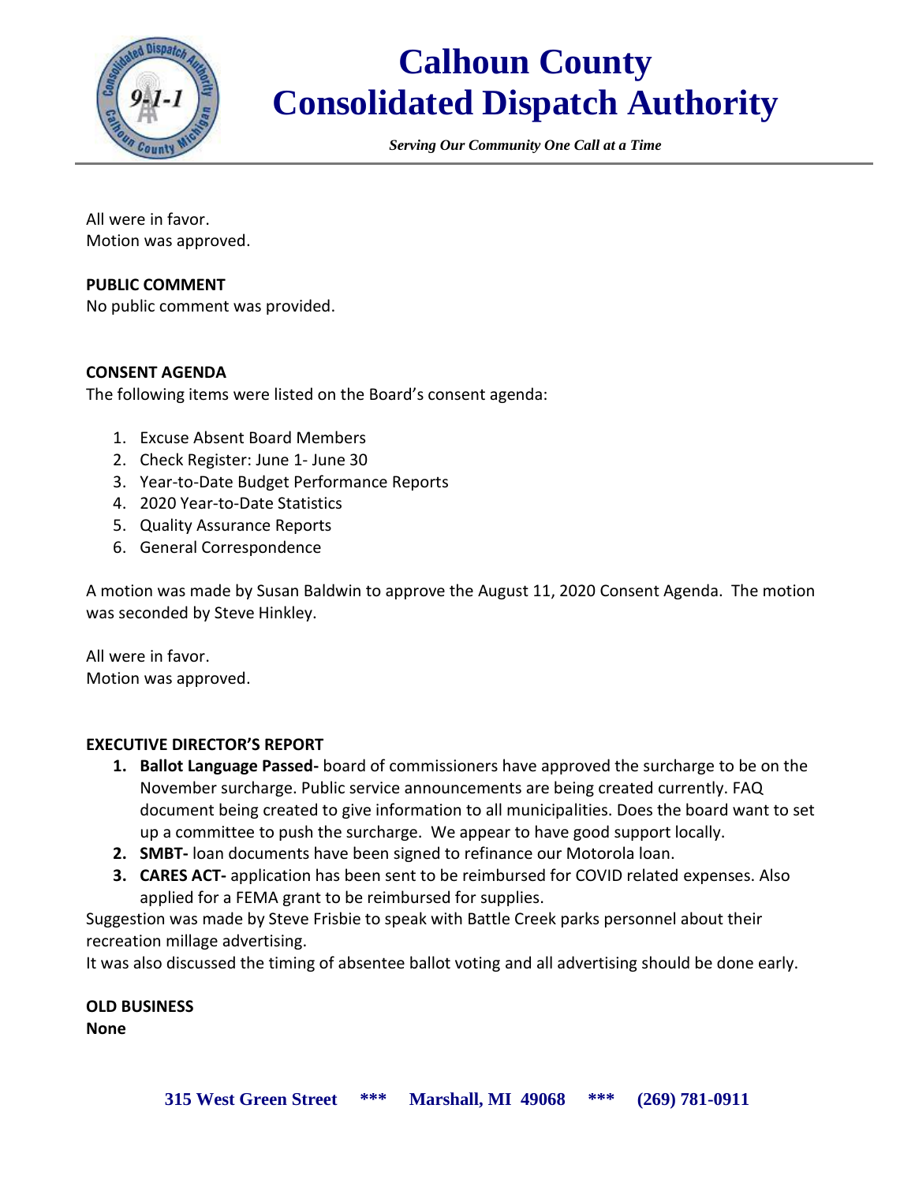All were in favor.
Motion was approved.

**PUBLIC COMMENT**
No public comment was provided.

**CONSENT AGENDA**
The following items were listed on the Board's consent agenda:

1. Excuse Absent Board Members
2. Check Register: June 1- June 30
3. Year-to-Date Budget Performance Reports
4. 2020 Year-to-Date Statistics
5. Quality Assurance Reports
6. General Correspondence

A motion was made by Susan Baldwin to approve the August 11, 2020 Consent Agenda. The motion was seconded by Steve Hinkley.

All were in favor.
Motion was approved.

**EXECUTIVE DIRECTOR'S REPORT**

1. **Ballot Language Passed-** board of commissioners have approved the surcharge to be on the November surcharge. Public service announcements are being created currently. FAQ document being created to give information to all municipalities. Does the board want to set up a committee to push the surcharge. We appear to have good support locally.
2. **SMBT-** loan documents have been signed to refinance our Motorola loan.
3. **CARES ACT-** application has been sent to be reimbursed for COVID related expenses. Also applied for a FEMA grant to be reimbursed for supplies.

Suggestion was made by Steve Frisbie to speak with Battle Creek parks personnel about their recreation millage advertising.
It was also discussed the timing of absentee ballot voting and all advertising should be done early.

**OLD BUSINESS**
**None**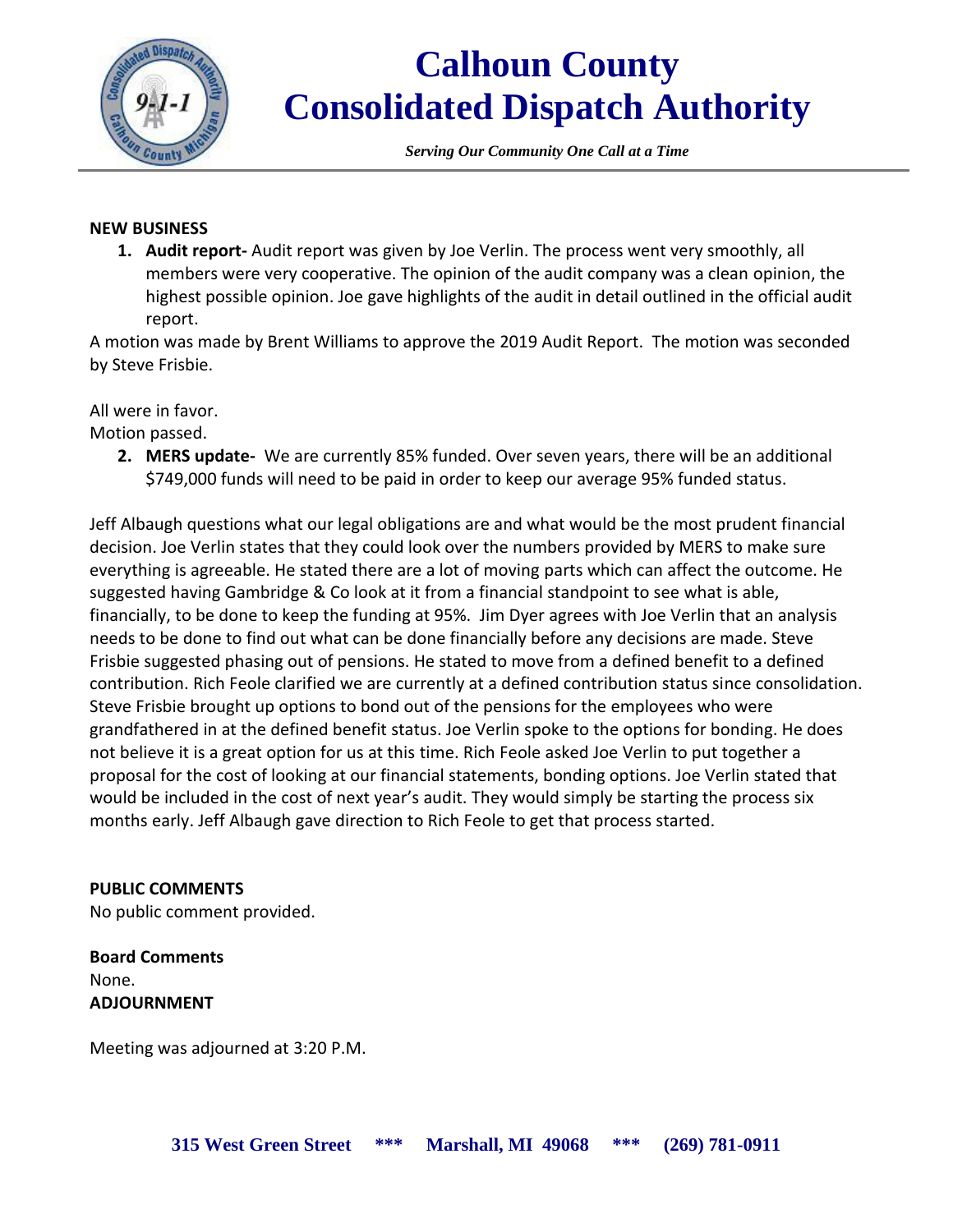# Calhoun County Consolidated Dispatch Authority

*Serving Our Community One Call at a Time*

**NEW BUSINESS**

1. **Audit report-** Audit report was given by Joe Verlin. The process went very smoothly, all members were very cooperative. The opinion of the audit company was a clean opinion, the highest possible opinion. Joe gave highlights of the audit in detail outlined in the official audit report.

A motion was made by Brent Williams to approve the 2019 Audit Report. The motion was seconded by Steve Frisbie.

All were in favor.
Motion passed.

2. **MERS update-** We are currently 85% funded. Over seven years, there will be an additional $749,000 funds will need to be paid in order to keep our average 95% funded status.

Jeff Albaugh questions what our legal obligations are and what would be the most prudent financial decision. Joe Verlin states that they could look over the numbers provided by MERS to make sure everything is agreeable. He stated there are a lot of moving parts which can affect the outcome. He suggested having Gambridge & Co look at it from a financial standpoint to see what is able, financially, to be done to keep the funding at 95%. Jim Dyer agrees with Joe Verlin that an analysis needs to be done to find out what can be done financially before any decisions are made. Steve Frisbie suggested phasing out of pensions. He stated to move from a defined benefit to a defined contribution. Rich Feole clarified we are currently at a defined contribution status since consolidation. Steve Frisbie brought up options to bond out of the pensions for the employees who were grandfathered in at the defined benefit status. Joe Verlin spoke to the options for bonding. He does not believe it is a great option for us at this time. Rich Feole asked Joe Verlin to put together a proposal for the cost of looking at our financial statements, bonding options. Joe Verlin stated that would be included in the cost of next year's audit. They would simply be starting the process six months early. Jeff Albaugh gave direction to Rich Feole to get that process started.

**PUBLIC COMMENTS**

No public comment provided.

**Board Comments**

None.

**ADJOURNMENT**

Meeting was adjourned at 3:20 P.M.

**315 West Green Street \*\*\* Marshall, MI 49068 \*\*\* (269) 781-0911**